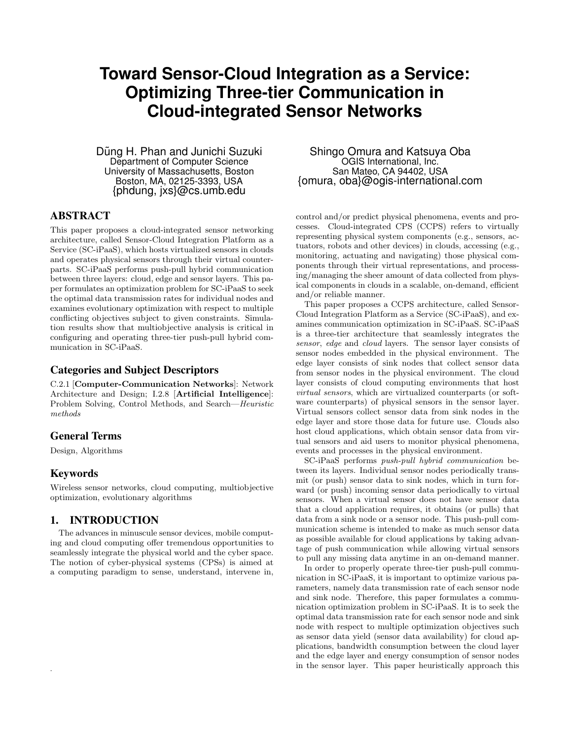# Toward Sensor-Cloud Integration as a Service: Optimizing Three-tier Communication in Cloud-integrated Sensor Networks

Dũng H. Phan and Junichi Suzuki
Department of Computer Science
University of Massachusetts, Boston
Boston, MA, 02125-3393, USA
{phdung, jxs}@cs.umb.edu

Shingo Omura and Katsuya Oba
OGIS International, Inc.
San Mateo, CA 94402, USA
{omura, oba}@ogis-international.com

## ABSTRACT

This paper proposes a cloud-integrated sensor networking architecture, called Sensor-Cloud Integration Platform as a Service (SC-iPaaS), which hosts virtualized sensors in clouds and operates physical sensors through their virtual counterparts. SC-iPaaS performs push-pull hybrid communication between three layers: cloud, edge and sensor layers. This paper formulates an optimization problem for SC-iPaaS to seek the optimal data transmission rates for individual nodes and examines evolutionary optimization with respect to multiple conflicting objectives subject to given constraints. Simulation results show that multiobjective analysis is critical in configuring and operating three-tier push-pull hybrid communication in SC-iPaaS.

### Categories and Subject Descriptors

C.2.1 [**Computer-Communication Networks**]: Network Architecture and Design; I.2.8 [**Artificial Intelligence**]: Problem Solving, Control Methods, and Search—*Heuristic methods*

### General Terms

Design, Algorithms

### Keywords

Wireless sensor networks, cloud computing, multiobjective optimization, evolutionary algorithms

## 1. INTRODUCTION

The advances in minuscule sensor devices, mobile computing and cloud computing offer tremendous opportunities to seamlessly integrate the physical world and the cyber space. The notion of cyber-physical systems (CPSs) is aimed at a computing paradigm to sense, understand, intervene in, control and/or predict physical phenomena, events and processes. Cloud-integrated CPS (CCPS) refers to virtually representing physical system components (e.g., sensors, actuators, robots and other devices) in clouds, accessing (e.g., monitoring, actuating and navigating) those physical components through their virtual representations, and processing/managing the sheer amount of data collected from physical components in clouds in a scalable, on-demand, efficient and/or reliable manner.

This paper proposes a CCPS architecture, called Sensor-Cloud Integration Platform as a Service (SC-iPaaS), and examines communication optimization in SC-iPaaS. SC-iPaaS is a three-tier architecture that seamlessly integrates the *sensor*, *edge* and *cloud* layers. The sensor layer consists of sensor nodes embedded in the physical environment. The edge layer consists of sink nodes that collect sensor data from sensor nodes in the physical environment. The cloud layer consists of cloud computing environments that host *virtual sensors*, which are virtualized counterparts (or software counterparts) of physical sensors in the sensor layer. Virtual sensors collect sensor data from sink nodes in the edge layer and store those data for future use. Clouds also host cloud applications, which obtain sensor data from virtual sensors and aid users to monitor physical phenomena, events and processes in the physical environment.

SC-iPaaS performs *push-pull hybrid communication* between its layers. Individual sensor nodes periodically transmit (or push) sensor data to sink nodes, which in turn forward (or push) incoming sensor data periodically to virtual sensors. When a virtual sensor does not have sensor data that a cloud application requires, it obtains (or pulls) that data from a sink node or a sensor node. This push-pull communication scheme is intended to make as much sensor data as possible available for cloud applications by taking advantage of push communication while allowing virtual sensors to pull any missing data anytime in an on-demand manner.

In order to properly operate three-tier push-pull communication in SC-iPaaS, it is important to optimize various parameters, namely data transmission rate of each sensor node and sink node. Therefore, this paper formulates a communication optimization problem in SC-iPaaS. It is to seek the optimal data transmission rate for each sensor node and sink node with respect to multiple optimization objectives such as sensor data yield (sensor data availability) for cloud applications, bandwidth consumption between the cloud layer and the edge layer and energy consumption of sensor nodes in the sensor layer. This paper heuristically approach this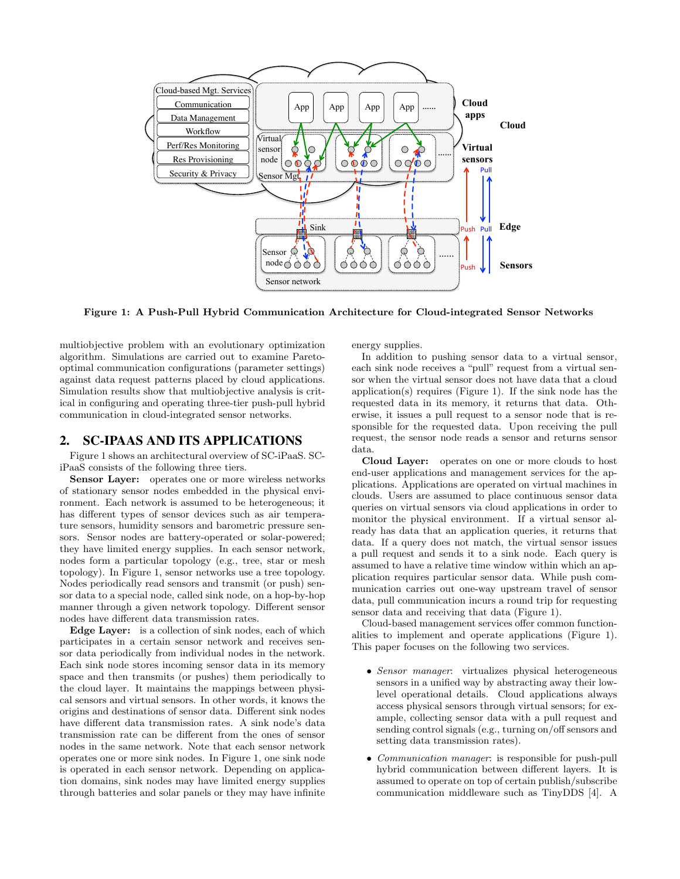Figure 1: A Push-Pull Hybrid Communication Architecture for Cloud-integrated Sensor Networks

multiobjective problem with an evolutionary optimization algorithm. Simulations are carried out to examine Pareto-optimal communication configurations (parameter settings) against data request patterns placed by cloud applications. Simulation results show that multiobjective analysis is critical in configuring and operating three-tier push-pull hybrid communication in cloud-integrated sensor networks.

## 2. SC-IPAAS AND ITS APPLICATIONS

Figure 1 shows an architectural overview of SC-iPaaS. SC-iPaaS consists of the following three tiers.

**Sensor Layer:** operates one or more wireless networks of stationary sensor nodes embedded in the physical environment. Each network is assumed to be heterogeneous; it has different types of sensor devices such as air temperature sensors, humidity sensors and barometric pressure sensors. Sensor nodes are battery-operated or solar-powered; they have limited energy supplies. In each sensor network, nodes form a particular topology (e.g., tree, star or mesh topology). In Figure 1, sensor networks use a tree topology. Nodes periodically read sensors and transmit (or push) sensor data to a special node, called sink node, on a hop-by-hop manner through a given network topology. Different sensor nodes have different data transmission rates.

**Edge Layer:** is a collection of sink nodes, each of which participates in a certain sensor network and receives sensor data periodically from individual nodes in the network. Each sink node stores incoming sensor data in its memory space and then transmits (or pushes) them periodically to the cloud layer. It maintains the mappings between physical sensors and virtual sensors. In other words, it knows the origins and destinations of sensor data. Different sink nodes have different data transmission rates. A sink node's data transmission rate can be different from the ones of sensor nodes in the same network. Note that each sensor network operates one or more sink nodes. In Figure 1, one sink node is operated in each sensor network. Depending on application domains, sink nodes may have limited energy supplies through batteries and solar panels or they may have infinite energy supplies.

In addition to pushing sensor data to a virtual sensor, each sink node receives a "pull" request from a virtual sensor when the virtual sensor does not have data that a cloud application(s) requires (Figure 1). If the sink node has the requested data in its memory, it returns that data. Otherwise, it issues a pull request to a sensor node that is responsible for the requested data. Upon receiving the pull request, the sensor node reads a sensor and returns sensor data.

**Cloud Layer:** operates on one or more clouds to host end-user applications and management services for the applications. Applications are operated on virtual machines in clouds. Users are assumed to place continuous sensor data queries on virtual sensors via cloud applications in order to monitor the physical environment. If a virtual sensor already has data that an application queries, it returns that data. If a query does not match, the virtual sensor issues a pull request and sends it to a sink node. Each query is assumed to have a relative time window within which an application requires particular sensor data. While push communication carries out one-way upstream travel of sensor data, pull communication incurs a round trip for requesting sensor data and receiving that data (Figure 1).

Cloud-based management services offer common functionalities to implement and operate applications (Figure 1). This paper focuses on the following two services.

- *Sensor manager*: virtualizes physical heterogeneous sensors in a unified way by abstracting away their low-level operational details. Cloud applications always access physical sensors through virtual sensors; for example, collecting sensor data with a pull request and sending control signals (e.g., turning on/off sensors and setting data transmission rates).
- *Communication manager*: is responsible for push-pull hybrid communication between different layers. It is assumed to operate on top of certain publish/subscribe communication middleware such as TinyDDS [4]. A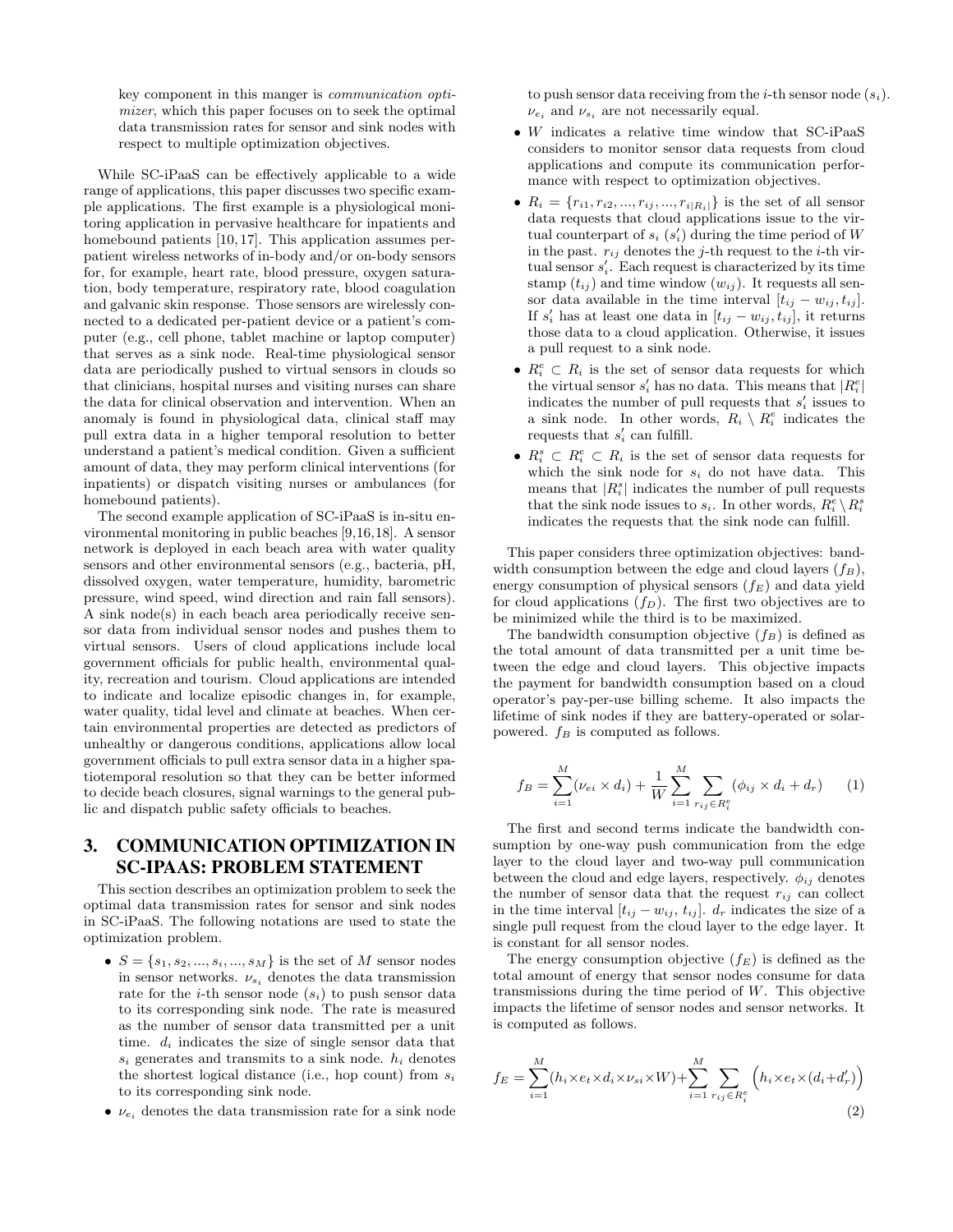key component in this manger is *communication optimizer*, which this paper focuses on to seek the optimal data transmission rates for sensor and sink nodes with respect to multiple optimization objectives.

While SC-iPaaS can be effectively applicable to a wide range of applications, this paper discusses two specific example applications. The first example is a physiological monitoring application in pervasive healthcare for inpatients and homebound patients [10, 17]. This application assumes per-patient wireless networks of in-body and/or on-body sensors for, for example, heart rate, blood pressure, oxygen saturation, body temperature, respiratory rate, blood coagulation and galvanic skin response. Those sensors are wirelessly connected to a dedicated per-patient device or a patient's computer (e.g., cell phone, tablet machine or laptop computer) that serves as a sink node. Real-time physiological sensor data are periodically pushed to virtual sensors in clouds so that clinicians, hospital nurses and visiting nurses can share the data for clinical observation and intervention. When an anomaly is found in physiological data, clinical staff may pull extra data in a higher temporal resolution to better understand a patient's medical condition. Given a sufficient amount of data, they may perform clinical interventions (for inpatients) or dispatch visiting nurses or ambulances (for homebound patients).

The second example application of SC-iPaaS is in-situ environmental monitoring in public beaches [9, 16, 18]. A sensor network is deployed in each beach area with water quality sensors and other environmental sensors (e.g., bacteria, pH, dissolved oxygen, water temperature, humidity, barometric pressure, wind speed, wind direction and rain fall sensors). A sink node(s) in each beach area periodically receive sensor data from individual sensor nodes and pushes them to virtual sensors. Users of cloud applications include local government officials for public health, environmental quality, recreation and tourism. Cloud applications are intended to indicate and localize episodic changes in, for example, water quality, tidal level and climate at beaches. When certain environmental properties are detected as predictors of unhealthy or dangerous conditions, applications allow local government officials to pull extra sensor data in a higher spatiotemporal resolution so that they can be better informed to decide beach closures, signal warnings to the general public and dispatch public safety officials to beaches.

## 3. COMMUNICATION OPTIMIZATION IN SC-IPAAS: PROBLEM STATEMENT

This section describes an optimization problem to seek the optimal data transmission rates for sensor and sink nodes in SC-iPaaS. The following notations are used to state the optimization problem.

- $S = \{s_1, s_2, ..., s_i, ..., s_M\}$ is the set of $M$ sensor nodes in sensor networks. $\nu_{s_i}$ denotes the data transmission rate for the $i$-th sensor node ($s_i$) to push sensor data to its corresponding sink node. The rate is measured as the number of sensor data transmitted per a unit time. $d_i$ indicates the size of single sensor data that $s_i$ generates and transmits to a sink node. $h_i$ denotes the shortest logical distance (i.e., hop count) from $s_i$ to its corresponding sink node.
- $\nu_{e_i}$ denotes the data transmission rate for a sink node to push sensor data receiving from the $i$-th sensor node ($s_i$). $\nu_{e_i}$ and $\nu_{s_i}$ are not necessarily equal.
- $W$ indicates a relative time window that SC-iPaaS considers to monitor sensor data requests from cloud applications and compute its communication performance with respect to optimization objectives.
- $R_i = \{r_{i1}, r_{i2}, ..., r_{ij}, ..., r_{i|R_i|}\}$ is the set of all sensor data requests that cloud applications issue to the virtual counterpart of $s_i$ ($s'_i$) during the time period of $W$ in the past. $r_{ij}$ denotes the $j$-th request to the $i$-th virtual sensor $s'_i$. Each request is characterized by its time stamp ($t_{ij}$) and time window ($w_{ij}$). It requests all sensor data available in the time interval $[t_{ij} - w_{ij}, t_{ij}]$. If $s'_i$ has at least one data in $[t_{ij} - w_{ij}, t_{ij}]$, it returns those data to a cloud application. Otherwise, it issues a pull request to a sink node.
- $R^e_i \subset R_i$ is the set of sensor data requests for which the virtual sensor $s'_i$ has no data. This means that $|R^e_i|$ indicates the number of pull requests that $s'_i$ issues to a sink node. In other words, $R_i \setminus R^e_i$ indicates the requests that $s'_i$ can fulfill.
- $R^s_i \subset R^e_i \subset R_i$ is the set of sensor data requests for which the sink node for $s_i$ do not have data. This means that $|R^s_i|$ indicates the number of pull requests that the sink node issues to $s_i$. In other words, $R^e_i \setminus R^s_i$ indicates the requests that the sink node can fulfill.

This paper considers three optimization objectives: bandwidth consumption between the edge and cloud layers ($f_B$), energy consumption of physical sensors ($f_E$) and data yield for cloud applications ($f_D$). The first two objectives are to be minimized while the third is to be maximized.

The bandwidth consumption objective ($f_B$) is defined as the total amount of data transmitted per a unit time between the edge and cloud layers. This objective impacts the payment for bandwidth consumption based on a cloud operator's pay-per-use billing scheme. It also impacts the lifetime of sink nodes if they are battery-operated or solar-powered. $f_B$ is computed as follows.

$$f_B = \sum_{i=1}^{M} (\nu_{ei} \times d_i) + \frac{1}{W} \sum_{i=1}^{M} \sum_{r_{ij} \in R^e_i} (\phi_{ij} \times d_i + d_r) \qquad (1)$$

The first and second terms indicate the bandwidth consumption by one-way push communication from the edge layer to the cloud layer and two-way pull communication between the cloud and edge layers, respectively. $\phi_{ij}$ denotes the number of sensor data that the request $r_{ij}$ can collect in the time interval $[t_{ij} - w_{ij}, t_{ij}]$. $d_r$ indicates the size of a single pull request from the cloud layer to the edge layer. It is constant for all sensor nodes.

The energy consumption objective ($f_E$) is defined as the total amount of energy that sensor nodes consume for data transmissions during the time period of $W$. This objective impacts the lifetime of sensor nodes and sensor networks. It is computed as follows.

$$f_E = \sum_{i=1}^{M} (h_i \times e_t \times d_i \times \nu_{si} \times W) + \sum_{i=1}^{M} \sum_{r_{ij} \in R^e_i} \Big( h_i \times e_t \times (d_i + d'_r) \Big) \qquad (2)$$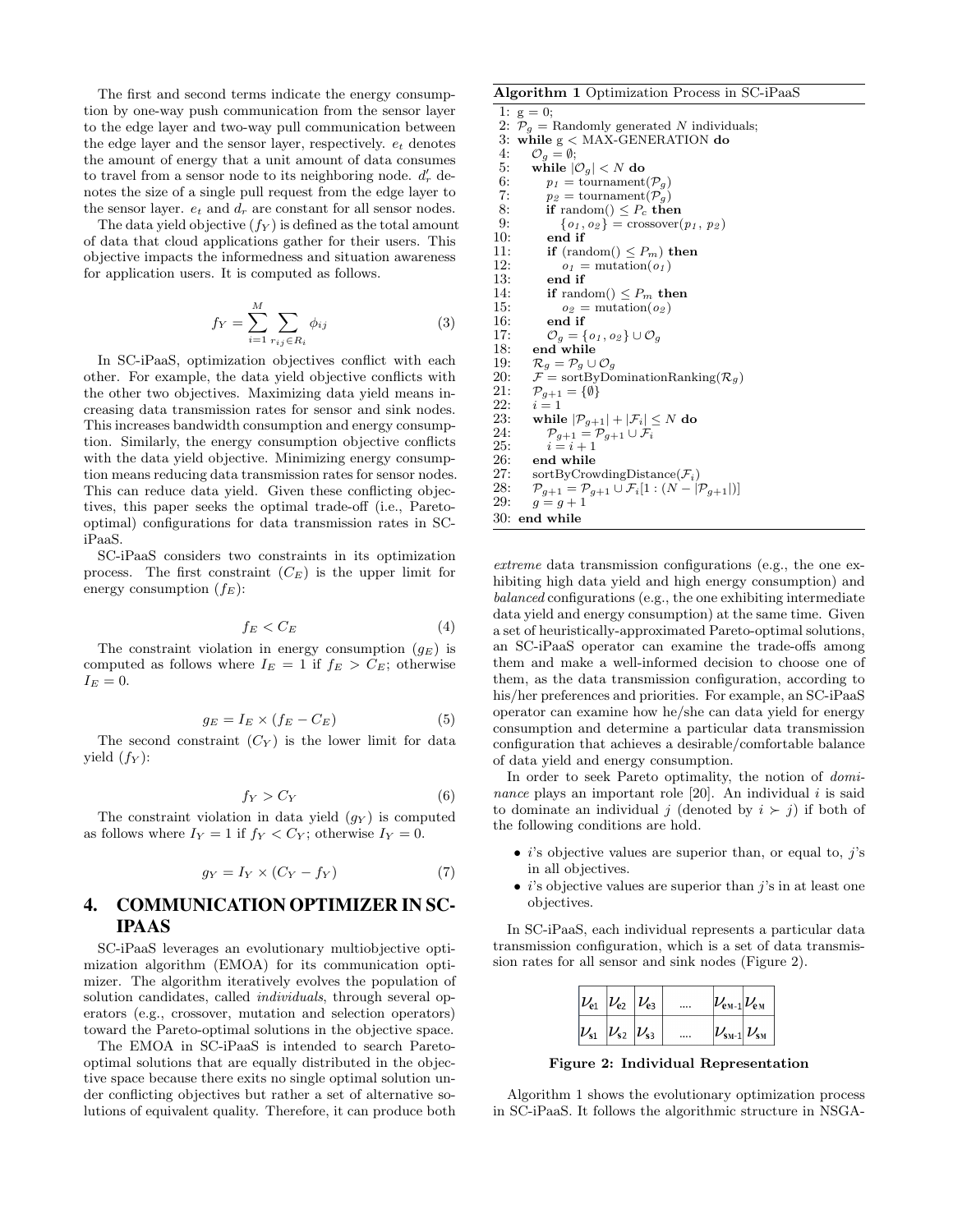The first and second terms indicate the energy consumption by one-way push communication from the sensor layer to the edge layer and two-way pull communication between the edge layer and the sensor layer, respectively. $e_t$ denotes the amount of energy that a unit amount of data consumes to travel from a sensor node to its neighboring node. $d'_r$ denotes the size of a single pull request from the edge layer to the sensor layer. $e_t$ and $d_r$ are constant for all sensor nodes.

The data yield objective ($f_Y$) is defined as the total amount of data that cloud applications gather for their users. This objective impacts the informedness and situation awareness for application users. It is computed as follows.

$$f_Y = \sum_{i=1}^{M} \sum_{r_{ij} \in R_i} \phi_{ij} \tag{3}$$

In SC-iPaaS, optimization objectives conflict with each other. For example, the data yield objective conflicts with the other two objectives. Maximizing data yield means increasing data transmission rates for sensor and sink nodes. This increases bandwidth consumption and energy consumption. Similarly, the energy consumption objective conflicts with the data yield objective. Minimizing energy consumption means reducing data transmission rates for sensor nodes. This can reduce data yield. Given these conflicting objectives, this paper seeks the optimal trade-off (i.e., Pareto-optimal) configurations for data transmission rates in SC-iPaaS.

SC-iPaaS considers two constraints in its optimization process. The first constraint ($C_E$) is the upper limit for energy consumption ($f_E$):

$$f_E < C_E \tag{4}$$

The constraint violation in energy consumption ($g_E$) is computed as follows where $I_E = 1$ if $f_E > C_E$; otherwise $I_E = 0$.

$$g_E = I_E \times (f_E - C_E) \tag{5}$$

The second constraint ($C_Y$) is the lower limit for data yield ($f_Y$):

$$f_Y > C_Y \tag{6}$$

The constraint violation in data yield ($g_Y$) is computed as follows where $I_Y = 1$ if $f_Y < C_Y$; otherwise $I_Y = 0$.

$$g_Y = I_Y \times (C_Y - f_Y) \tag{7}$$

## 4. COMMUNICATION OPTIMIZER IN SC-IPAAS

SC-iPaaS leverages an evolutionary multiobjective optimization algorithm (EMOA) for its communication optimizer. The algorithm iteratively evolves the population of solution candidates, called *individuals*, through several operators (e.g., crossover, mutation and selection operators) toward the Pareto-optimal solutions in the objective space.

The EMOA in SC-iPaaS is intended to search Pareto-optimal solutions that are equally distributed in the objective space because there exits no single optimal solution under conflicting objectives but rather a set of alternative solutions of equivalent quality. Therefore, it can produce both *extreme* data transmission configurations (e.g., the one exhibiting high data yield and high energy consumption) and *balanced* configurations (e.g., the one exhibiting intermediate data yield and energy consumption) at the same time. Given a set of heuristically-approximated Pareto-optimal solutions, an SC-iPaaS operator can examine the trade-offs among them and make a well-informed decision to choose one of them, as the data transmission configuration, according to his/her preferences and priorities. For example, an SC-iPaaS operator can examine how he/she can data yield for energy consumption and determine a particular data transmission configuration that achieves a desirable/comfortable balance of data yield and energy consumption.

**Algorithm 1** Optimization Process in SC-iPaaS

```
1: g = 0;
2: P_g = Randomly generated N individuals;
3: while g < MAX-GENERATION do
4:    O_g = ∅;
5:    while |O_g| < N do
6:       p1 = tournament(P_g)
7:       p2 = tournament(P_g)
8:       if random() ≤ P_c then
9:          {o1, o2} = crossover(p1, p2)
10:      end if
11:      if (random() ≤ P_m) then
12:         o1 = mutation(o1)
13:      end if
14:      if random() ≤ P_m then
15:         o2 = mutation(o2)
16:      end if
17:      O_g = {o1, o2} ∪ O_g
18:   end while
19:   R_g = P_g ∪ O_g
20:   F = sortByDominationRanking(R_g)
21:   P_{g+1} = {∅}
22:   i = 1
23:   while |P_{g+1}| + |F_i| ≤ N do
24:      P_{g+1} = P_{g+1} ∪ F_i
25:      i = i + 1
26:   end while
27:   sortByCrowdingDistance(F_i)
28:   P_{g+1} = P_{g+1} ∪ F_i[1 : (N − |P_{g+1}|)]
29:   g = g + 1
30: end while
```

In order to seek Pareto optimality, the notion of *dominance* plays an important role [20]. An individual $i$ is said to dominate an individual $j$ (denoted by $i \succ j$) if both of the following conditions are hold.

- $i$'s objective values are superior than, or equal to, $j$'s in all objectives.
- $i$'s objective values are superior than $j$'s in at least one objectives.

In SC-iPaaS, each individual represents a particular data transmission configuration, which is a set of data transmission rates for all sensor and sink nodes (Figure 2).

| $\nu_{e1}$ | $\nu_{e2}$ | $\nu_{e3}$ | .... | $\nu_{eM-1}$ | $\nu_{eM}$ |
|---|---|---|---|---|---|
| $\nu_{s1}$ | $\nu_{s2}$ | $\nu_{s3}$ | .... | $\nu_{sM-1}$ | $\nu_{sM}$ |

**Figure 2: Individual Representation**

Algorithm 1 shows the evolutionary optimization process in SC-iPaaS. It follows the algorithmic structure in NSGA-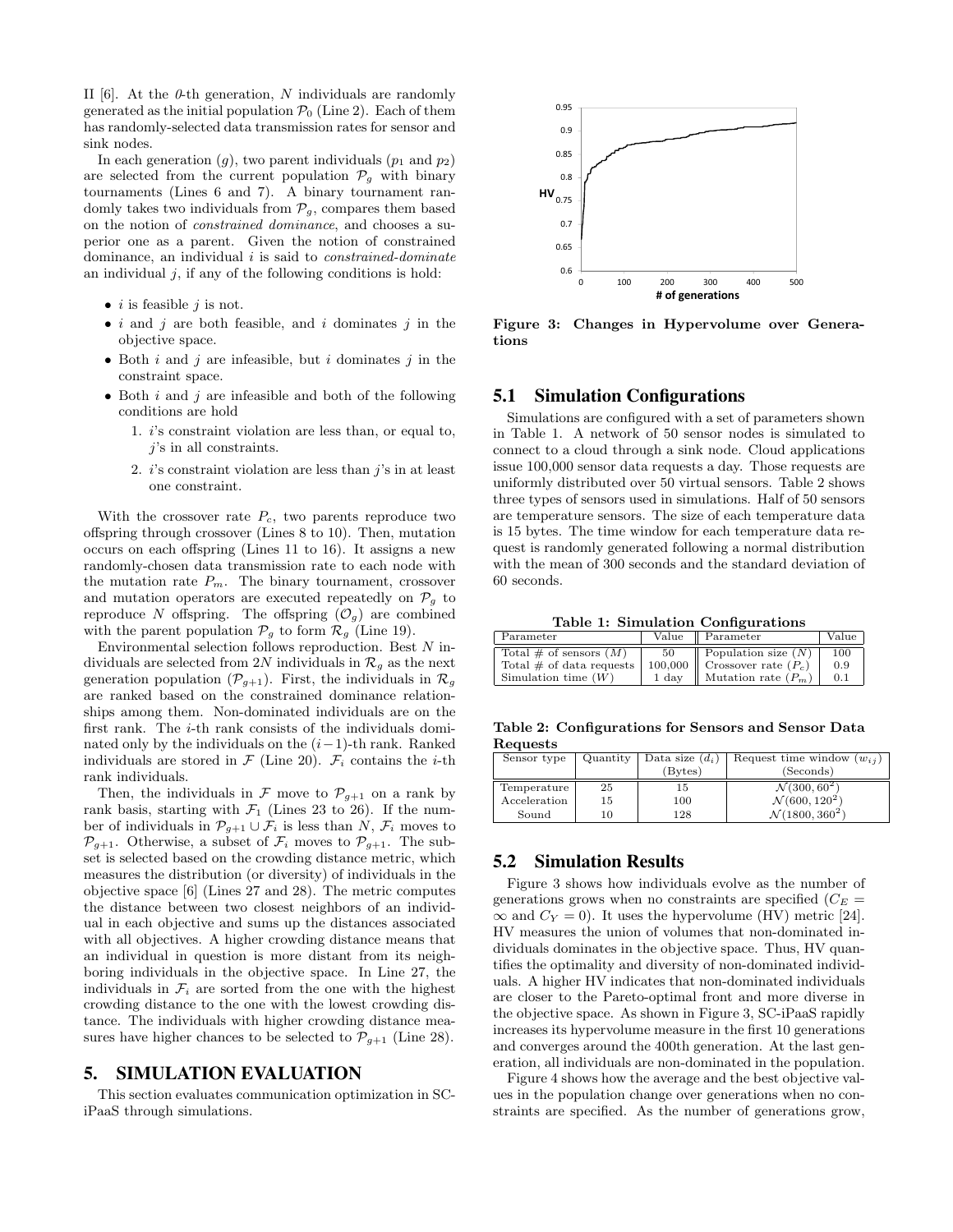II [6]. At the *0*-th generation, $N$ individuals are randomly generated as the initial population $\mathcal{P}_0$ (Line 2). Each of them has randomly-selected data transmission rates for sensor and sink nodes.

In each generation ($g$), two parent individuals ($p_1$ and $p_2$) are selected from the current population $\mathcal{P}_g$ with binary tournaments (Lines 6 and 7). A binary tournament randomly takes two individuals from $\mathcal{P}_g$, compares them based on the notion of *constrained dominance*, and chooses a superior one as a parent. Given the notion of constrained dominance, an individual $i$ is said to *constrained-dominate* an individual $j$, if any of the following conditions is hold:

- $i$ is feasible $j$ is not.
- $i$ and $j$ are both feasible, and $i$ dominates $j$ in the objective space.
- Both $i$ and $j$ are infeasible, but $i$ dominates $j$ in the constraint space.
- Both $i$ and $j$ are infeasible and both of the following conditions are hold
  1. $i$'s constraint violation are less than, or equal to, $j$'s in all constraints.
  2. $i$'s constraint violation are less than $j$'s in at least one constraint.

With the crossover rate $P_c$, two parents reproduce two offspring through crossover (Lines 8 to 10). Then, mutation occurs on each offspring (Lines 11 to 16). It assigns a new randomly-chosen data transmission rate to each node with the mutation rate $P_m$. The binary tournament, crossover and mutation operators are executed repeatedly on $\mathcal{P}_g$ to reproduce $N$ offspring. The offspring ($\mathcal{O}_g$) are combined with the parent population $\mathcal{P}_g$ to form $\mathcal{R}_g$ (Line 19).

Environmental selection follows reproduction. Best $N$ individuals are selected from $2N$ individuals in $\mathcal{R}_g$ as the next generation population ($\mathcal{P}_{g+1}$). First, the individuals in $\mathcal{R}_g$ are ranked based on the constrained dominance relationships among them. Non-dominated individuals are on the first rank. The $i$-th rank consists of the individuals dominated only by the individuals on the $(i-1)$-th rank. Ranked individuals are stored in $\mathcal{F}$ (Line 20). $\mathcal{F}_i$ contains the $i$-th rank individuals.

Then, the individuals in $\mathcal{F}$ move to $\mathcal{P}_{g+1}$ on a rank by rank basis, starting with $\mathcal{F}_1$ (Lines 23 to 26). If the number of individuals in $\mathcal{P}_{g+1} \cup \mathcal{F}_i$ is less than $N$, $\mathcal{F}_i$ moves to $\mathcal{P}_{g+1}$. Otherwise, a subset of $\mathcal{F}_i$ moves to $\mathcal{P}_{g+1}$. The subset is selected based on the crowding distance metric, which measures the distribution (or diversity) of individuals in the objective space [6] (Lines 27 and 28). The metric computes the distance between two closest neighbors of an individual in each objective and sums up the distances associated with all objectives. A higher crowding distance means that an individual in question is more distant from its neighboring individuals in the objective space. In Line 27, the individuals in $\mathcal{F}_i$ are sorted from the one with the highest crowding distance to the one with the lowest crowding distance. The individuals with higher crowding distance measures have higher chances to be selected to $\mathcal{P}_{g+1}$ (Line 28).

# 5. SIMULATION EVALUATION

This section evaluates communication optimization in SC-iPaaS through simulations.

Figure 3: Changes in Hypervolume over Generations

## 5.1 Simulation Configurations

Simulations are configured with a set of parameters shown in Table 1. A network of 50 sensor nodes is simulated to connect to a cloud through a sink node. Cloud applications issue 100,000 sensor data requests a day. Those requests are uniformly distributed over 50 virtual sensors. Table 2 shows three types of sensors used in simulations. Half of 50 sensors are temperature sensors. The size of each temperature data is 15 bytes. The time window for each temperature data request is randomly generated following a normal distribution with the mean of 300 seconds and the standard deviation of 60 seconds.

**Table 1: Simulation Configurations**

| Parameter | Value | Parameter | Value |
|---|---|---|---|
| Total # of sensors ($M$) | 50 | Population size ($N$) | 100 |
| Total # of data requests | 100,000 | Crossover rate ($P_c$) | 0.9 |
| Simulation time ($W$) | 1 day | Mutation rate ($P_m$) | 0.1 |

**Table 2: Configurations for Sensors and Sensor Data Requests**

| Sensor type | Quantity | Data size ($d_i$) (Bytes) | Request time window ($w_{ij}$) (Seconds) |
|---|---|---|---|
| Temperature | 25 | 15 | $\mathcal{N}(300, 60^2)$ |
| Acceleration | 15 | 100 | $\mathcal{N}(600, 120^2)$ |
| Sound | 10 | 128 | $\mathcal{N}(1800, 360^2)$ |

## 5.2 Simulation Results

Figure 3 shows how individuals evolve as the number of generations grows when no constraints are specified ($C_E = \infty$ and $C_Y = 0$). It uses the hypervolume (HV) metric [24]. HV measures the union of volumes that non-dominated individuals dominates in the objective space. Thus, HV quantifies the optimality and diversity of non-dominated individuals. A higher HV indicates that non-dominated individuals are closer to the Pareto-optimal front and more diverse in the objective space. As shown in Figure 3, SC-iPaaS rapidly increases its hypervolume measure in the first 10 generations and converges around the 400th generation. At the last generation, all individuals are non-dominated in the population.

Figure 4 shows how the average and the best objective values in the population change over generations when no constraints are specified. As the number of generations grow,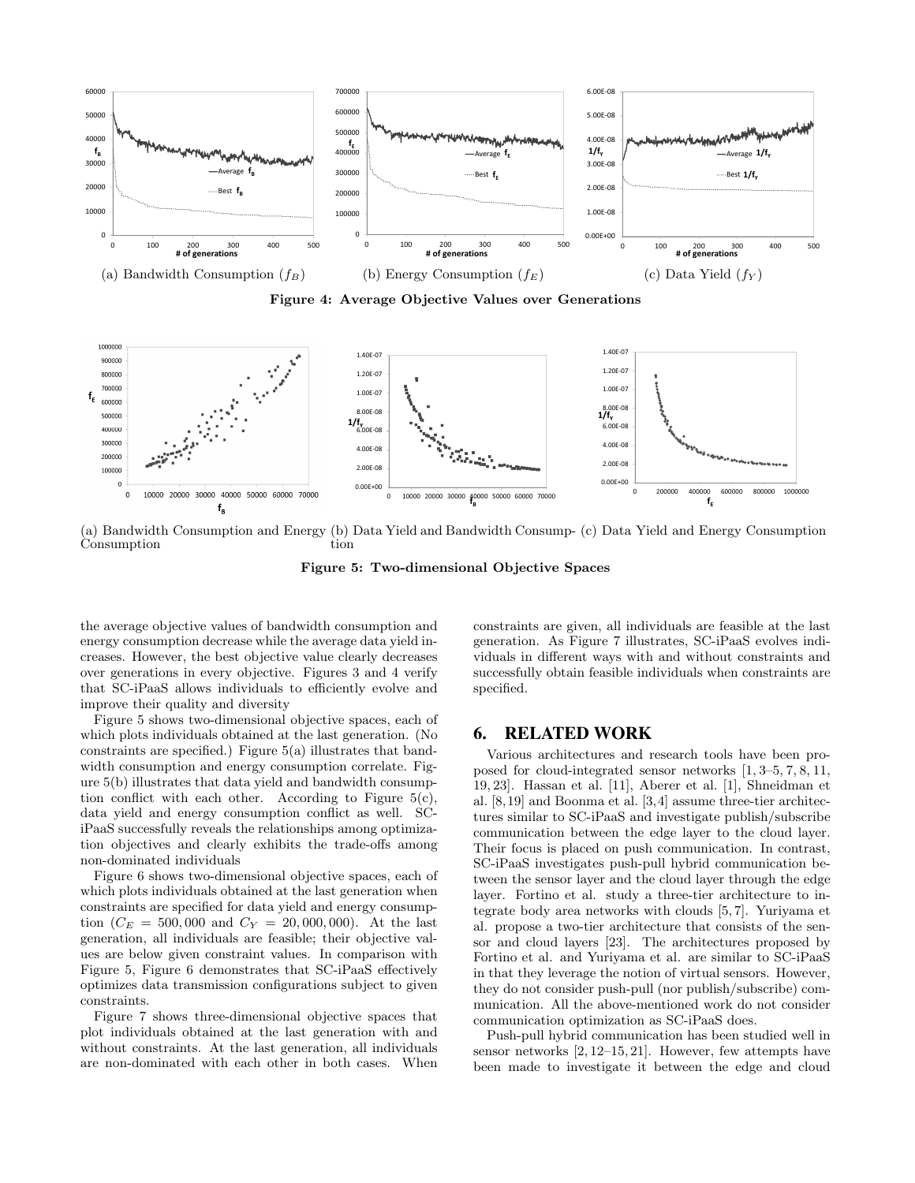(a) Bandwidth Consumption ($f_B$)

(b) Energy Consumption ($f_E$)

(c) Data Yield ($f_Y$)

**Figure 4: Average Objective Values over Generations**

(a) Bandwidth Consumption and Energy Consumption

(b) Data Yield and Bandwidth Consumption

(c) Data Yield and Energy Consumption

**Figure 5: Two-dimensional Objective Spaces**

the average objective values of bandwidth consumption and energy consumption decrease while the average data yield increases. However, the best objective value clearly decreases over generations in every objective. Figures 3 and 4 verify that SC-iPaaS allows individuals to efficiently evolve and improve their quality and diversity

Figure 5 shows two-dimensional objective spaces, each of which plots individuals obtained at the last generation. (No constraints are specified.) Figure 5(a) illustrates that bandwidth consumption and energy consumption correlate. Figure 5(b) illustrates that data yield and bandwidth consumption conflict with each other. According to Figure 5(c), data yield and energy consumption conflict as well. SC-iPaaS successfully reveals the relationships among optimization objectives and clearly exhibits the trade-offs among non-dominated individuals

Figure 6 shows two-dimensional objective spaces, each of which plots individuals obtained at the last generation when constraints are specified for data yield and energy consumption ($C_E = 500,000$ and $C_Y = 20,000,000$). At the last generation, all individuals are feasible; their objective values are below given constraint values. In comparison with Figure 5, Figure 6 demonstrates that SC-iPaaS effectively optimizes data transmission configurations subject to given constraints.

Figure 7 shows three-dimensional objective spaces that plot individuals obtained at the last generation with and without constraints. At the last generation, all individuals are non-dominated with each other in both cases. When constraints are given, all individuals are feasible at the last generation. As Figure 7 illustrates, SC-iPaaS evolves individuals in different ways with and without constraints and successfully obtain feasible individuals when constraints are specified.

## 6. RELATED WORK

Various architectures and research tools have been proposed for cloud-integrated sensor networks [1, 3–5, 7, 8, 11, 19, 23]. Hassan et al. [11], Aberer et al. [1], Shneidman et al. [8,19] and Boonma et al. [3,4] assume three-tier architectures similar to SC-iPaaS and investigate publish/subscribe communication between the edge layer to the cloud layer. Their focus is placed on push communication. In contrast, SC-iPaaS investigates push-pull hybrid communication between the sensor layer and the cloud layer through the edge layer. Fortino et al. study a three-tier architecture to integrate body area networks with clouds [5,7]. Yuriyama et al. propose a two-tier architecture that consists of the sensor and cloud layers [23]. The architectures proposed by Fortino et al. and Yuriyama et al. are similar to SC-iPaaS in that they leverage the notion of virtual sensors. However, they do not consider push-pull (nor publish/subscribe) communication. All the above-mentioned work do not consider communication optimization as SC-iPaaS does.

Push-pull hybrid communication has been studied well in sensor networks [2, 12–15, 21]. However, few attempts have been made to investigate it between the edge and cloud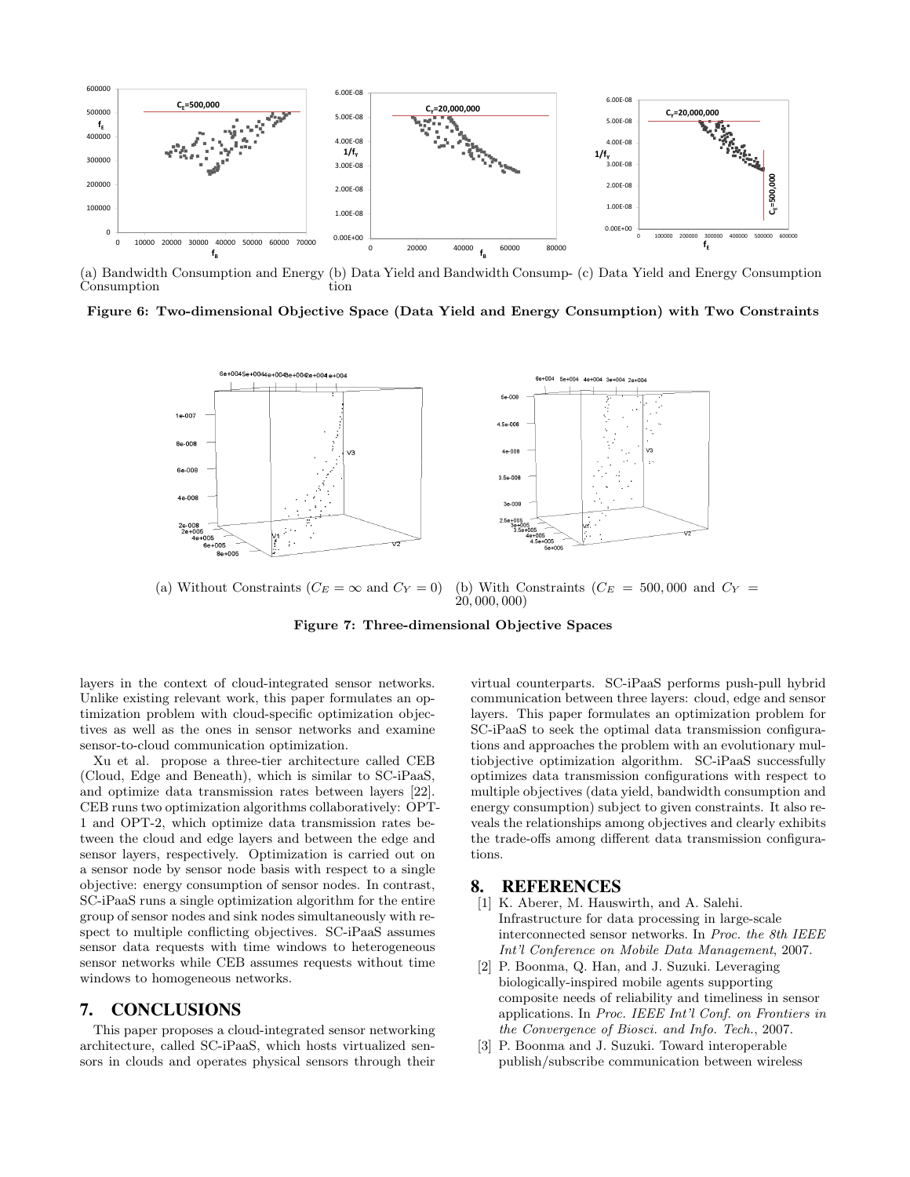(a) Bandwidth Consumption and Energy Consumption (b) Data Yield and Bandwidth Consumption (c) Data Yield and Energy Consumption

**Figure 6: Two-dimensional Objective Space (Data Yield and Energy Consumption) with Two Constraints**

(a) Without Constraints ($C_E = \infty$ and $C_Y = 0$) (b) With Constraints ($C_E = 500,000$ and $C_Y = 20,000,000$)

**Figure 7: Three-dimensional Objective Spaces**

layers in the context of cloud-integrated sensor networks. Unlike existing relevant work, this paper formulates an optimization problem with cloud-specific optimization objectives as well as the ones in sensor networks and examine sensor-to-cloud communication optimization.

Xu et al. propose a three-tier architecture called CEB (Cloud, Edge and Beneath), which is similar to SC-iPaaS, and optimize data transmission rates between layers [22]. CEB runs two optimization algorithms collaboratively: OPT-1 and OPT-2, which optimize data transmission rates between the cloud and edge layers and between the edge and sensor layers, respectively. Optimization is carried out on a sensor node by sensor node basis with respect to a single objective: energy consumption of sensor nodes. In contrast, SC-iPaaS runs a single optimization algorithm for the entire group of sensor nodes and sink nodes simultaneously with respect to multiple conflicting objectives. SC-iPaaS assumes sensor data requests with time windows to heterogeneous sensor networks while CEB assumes requests without time windows to homogeneous networks.

## 7. CONCLUSIONS

This paper proposes a cloud-integrated sensor networking architecture, called SC-iPaaS, which hosts virtualized sensors in clouds and operates physical sensors through their virtual counterparts. SC-iPaaS performs push-pull hybrid communication between three layers: cloud, edge and sensor layers. This paper formulates an optimization problem for SC-iPaaS to seek the optimal data transmission configurations and approaches the problem with an evolutionary multiobjective optimization algorithm. SC-iPaaS successfully optimizes data transmission configurations with respect to multiple objectives (data yield, bandwidth consumption and energy consumption) subject to given constraints. It also reveals the relationships among objectives and clearly exhibits the trade-offs among different data transmission configurations.

## 8. REFERENCES

[1] K. Aberer, M. Hauswirth, and A. Salehi. Infrastructure for data processing in large-scale interconnected sensor networks. In *Proc. the 8th IEEE Int'l Conference on Mobile Data Management*, 2007.

[2] P. Boonma, Q. Han, and J. Suzuki. Leveraging biologically-inspired mobile agents supporting composite needs of reliability and timeliness in sensor applications. In *Proc. IEEE Int'l Conf. on Frontiers in the Convergence of Biosci. and Info. Tech.*, 2007.

[3] P. Boonma and J. Suzuki. Toward interoperable publish/subscribe communication between wireless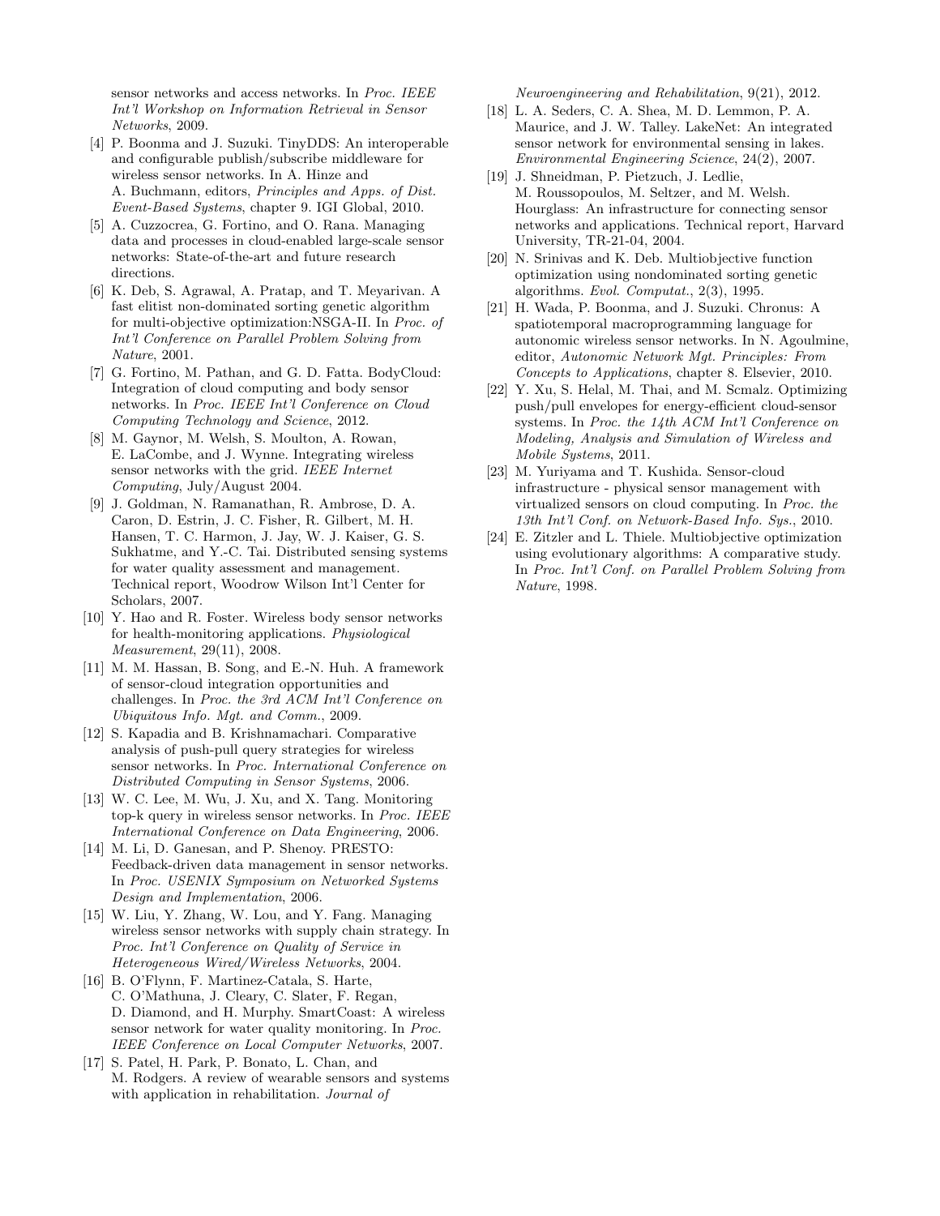sensor networks and access networks. In *Proc. IEEE Int'l Workshop on Information Retrieval in Sensor Networks*, 2009.

[4] P. Boonma and J. Suzuki. TinyDDS: An interoperable and configurable publish/subscribe middleware for wireless sensor networks. In A. Hinze and A. Buchmann, editors, *Principles and Apps. of Dist. Event-Based Systems*, chapter 9. IGI Global, 2010.

[5] A. Cuzzocrea, G. Fortino, and O. Rana. Managing data and processes in cloud-enabled large-scale sensor networks: State-of-the-art and future research directions.

[6] K. Deb, S. Agrawal, A. Pratap, and T. Meyarivan. A fast elitist non-dominated sorting genetic algorithm for multi-objective optimization:NSGA-II. In *Proc. of Int'l Conference on Parallel Problem Solving from Nature*, 2001.

[7] G. Fortino, M. Pathan, and G. D. Fatta. BodyCloud: Integration of cloud computing and body sensor networks. In *Proc. IEEE Int'l Conference on Cloud Computing Technology and Science*, 2012.

[8] M. Gaynor, M. Welsh, S. Moulton, A. Rowan, E. LaCombe, and J. Wynne. Integrating wireless sensor networks with the grid. *IEEE Internet Computing*, July/August 2004.

[9] J. Goldman, N. Ramanathan, R. Ambrose, D. A. Caron, D. Estrin, J. C. Fisher, R. Gilbert, M. H. Hansen, T. C. Harmon, J. Jay, W. J. Kaiser, G. S. Sukhatme, and Y.-C. Tai. Distributed sensing systems for water quality assessment and management. Technical report, Woodrow Wilson Int'l Center for Scholars, 2007.

[10] Y. Hao and R. Foster. Wireless body sensor networks for health-monitoring applications. *Physiological Measurement*, 29(11), 2008.

[11] M. M. Hassan, B. Song, and E.-N. Huh. A framework of sensor-cloud integration opportunities and challenges. In *Proc. the 3rd ACM Int'l Conference on Ubiquitous Info. Mgt. and Comm.*, 2009.

[12] S. Kapadia and B. Krishnamachari. Comparative analysis of push-pull query strategies for wireless sensor networks. In *Proc. International Conference on Distributed Computing in Sensor Systems*, 2006.

[13] W. C. Lee, M. Wu, J. Xu, and X. Tang. Monitoring top-k query in wireless sensor networks. In *Proc. IEEE International Conference on Data Engineering*, 2006.

[14] M. Li, D. Ganesan, and P. Shenoy. PRESTO: Feedback-driven data management in sensor networks. In *Proc. USENIX Symposium on Networked Systems Design and Implementation*, 2006.

[15] W. Liu, Y. Zhang, W. Lou, and Y. Fang. Managing wireless sensor networks with supply chain strategy. In *Proc. Int'l Conference on Quality of Service in Heterogeneous Wired/Wireless Networks*, 2004.

[16] B. O'Flynn, F. Martinez-Catala, S. Harte, C. O'Mathuna, J. Cleary, C. Slater, F. Regan, D. Diamond, and H. Murphy. SmartCoast: A wireless sensor network for water quality monitoring. In *Proc. IEEE Conference on Local Computer Networks*, 2007.

[17] S. Patel, H. Park, P. Bonato, L. Chan, and M. Rodgers. A review of wearable sensors and systems with application in rehabilitation. *Journal of Neuroengineering and Rehabilitation*, 9(21), 2012.

[18] L. A. Seders, C. A. Shea, M. D. Lemmon, P. A. Maurice, and J. W. Talley. LakeNet: An integrated sensor network for environmental sensing in lakes. *Environmental Engineering Science*, 24(2), 2007.

[19] J. Shneidman, P. Pietzuch, J. Ledlie, M. Roussopoulos, M. Seltzer, and M. Welsh. Hourglass: An infrastructure for connecting sensor networks and applications. Technical report, Harvard University, TR-21-04, 2004.

[20] N. Srinivas and K. Deb. Multiobjective function optimization using nondominated sorting genetic algorithms. *Evol. Computat.*, 2(3), 1995.

[21] H. Wada, P. Boonma, and J. Suzuki. Chronus: A spatiotemporal macroprogramming language for autonomic wireless sensor networks. In N. Agoulmine, editor, *Autonomic Network Mgt. Principles: From Concepts to Applications*, chapter 8. Elsevier, 2010.

[22] Y. Xu, S. Helal, M. Thai, and M. Scmalz. Optimizing push/pull envelopes for energy-efficient cloud-sensor systems. In *Proc. the 14th ACM Int'l Conference on Modeling, Analysis and Simulation of Wireless and Mobile Systems*, 2011.

[23] M. Yuriyama and T. Kushida. Sensor-cloud infrastructure - physical sensor management with virtualized sensors on cloud computing. In *Proc. the 13th Int'l Conf. on Network-Based Info. Sys.*, 2010.

[24] E. Zitzler and L. Thiele. Multiobjective optimization using evolutionary algorithms: A comparative study. In *Proc. Int'l Conf. on Parallel Problem Solving from Nature*, 1998.